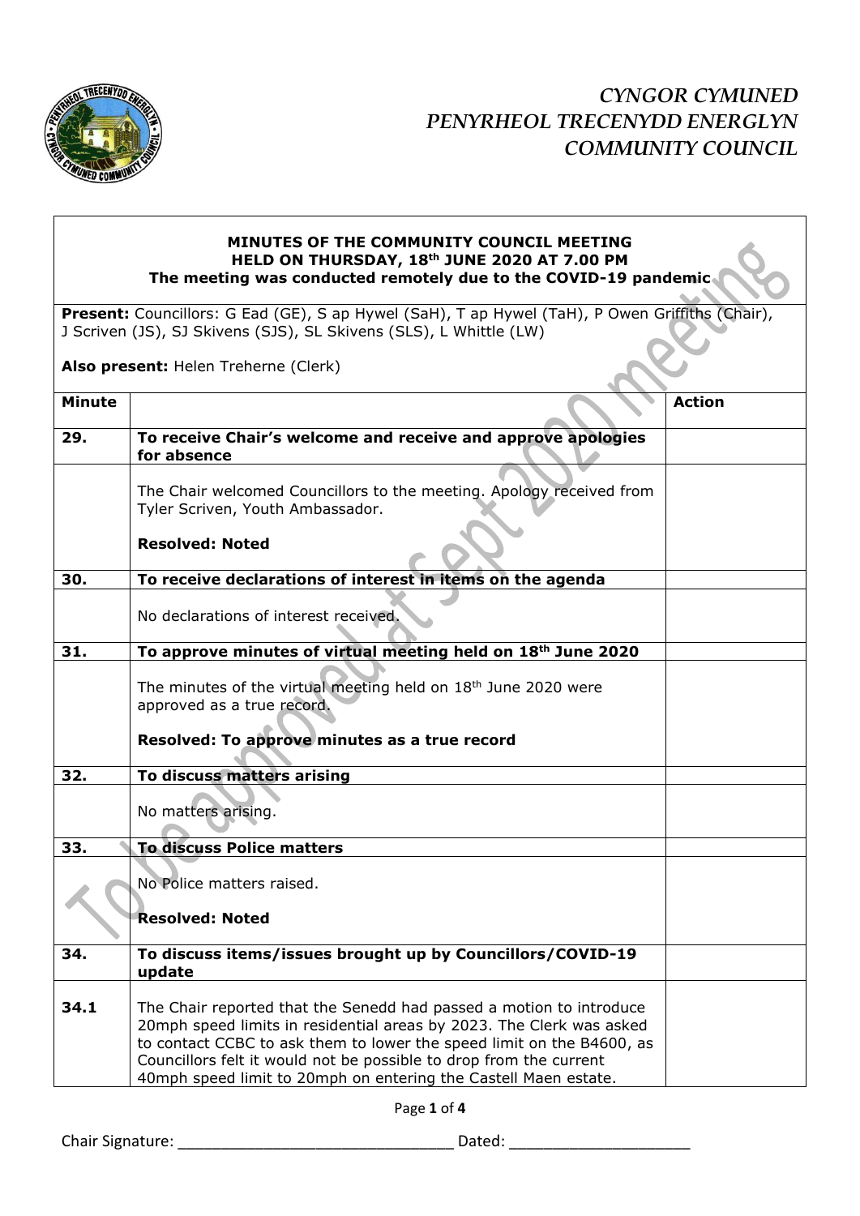# CYNGOR CYMUNED PENYRHEOL TRECENYDD ENERGLYN COMMUNITY COUNCIL

**MINUTES OF THE COMMUNITY COUNCIL MEETING**
**HELD ON THURSDAY, 18th JUNE 2020 AT 7.00 PM**
**The meeting was conducted remotely due to the COVID-19 pandemic**

**Present:** Councillors: G Ead (GE), S ap Hywel (SaH), T ap Hywel (TaH), P Owen Griffiths (Chair), J Scriven (JS), SJ Skivens (SJS), SL Skivens (SLS), L Whittle (LW)

**Also present:** Helen Treherne (Clerk)

To be approved at Sept 2020 meeting

| Minute | | Action |
|---|---|---|
| **29.** | **To receive Chair's welcome and receive and approve apologies for absence** | |
| | The Chair welcomed Councillors to the meeting. Apology received from Tyler Scriven, Youth Ambassador.<br><br>**Resolved: Noted** | |
| **30.** | **To receive declarations of interest in items on the agenda** | |
| | No declarations of interest received. | |
| **31.** | **To approve minutes of virtual meeting held on 18th June 2020** | |
| | The minutes of the virtual meeting held on 18th June 2020 were approved as a true record.<br><br>**Resolved: To approve minutes as a true record** | |
| **32.** | **To discuss matters arising** | |
| | No matters arising. | |
| **33.** | **To discuss Police matters** | |
| | No Police matters raised.<br><br>**Resolved: Noted** | |
| **34.** | **To discuss items/issues brought up by Councillors/COVID-19 update** | |
| **34.1** | The Chair reported that the Senedd had passed a motion to introduce 20mph speed limits in residential areas by 2023. The Clerk was asked to contact CCBC to ask them to lower the speed limit on the B4600, as Councillors felt it would not be possible to drop from the current 40mph speed limit to 20mph on entering the Castell Maen estate. | |

Chair Signature: ______________________________ Dated: ____________________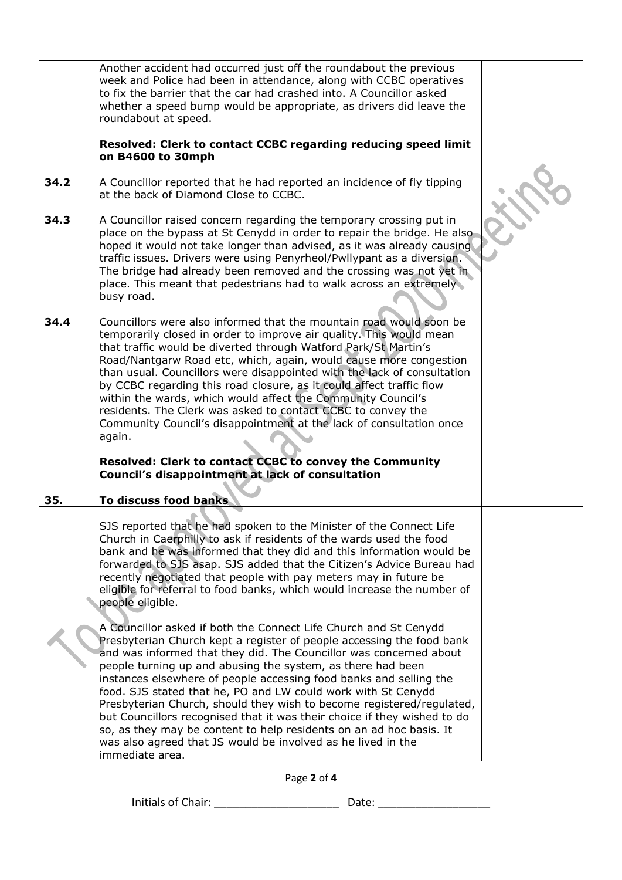| | | |
|---|---|---|
| | Another accident had occurred just off the roundabout the previous week and Police had been in attendance, along with CCBC operatives to fix the barrier that the car had crashed into. A Councillor asked whether a speed bump would be appropriate, as drivers did leave the roundabout at speed.<br><br>**Resolved: Clerk to contact CCBC regarding reducing speed limit on B4600 to 30mph** | |
| **34.2** | A Councillor reported that he had reported an incidence of fly tipping at the back of Diamond Close to CCBC. | |
| **34.3** | A Councillor raised concern regarding the temporary crossing put in place on the bypass at St Cenydd in order to repair the bridge. He also hoped it would not take longer than advised, as it was already causing traffic issues. Drivers were using Penyrheol/Pwllypant as a diversion. The bridge had already been removed and the crossing was not yet in place. This meant that pedestrians had to walk across an extremely busy road. | |
| **34.4** | Councillors were also informed that the mountain road would soon be temporarily closed in order to improve air quality. This would mean that traffic would be diverted through Watford Park/St Martin's Road/Nantgarw Road etc, which, again, would cause more congestion than usual. Councillors were disappointed with the lack of consultation by CCBC regarding this road closure, as it could affect traffic flow within the wards, which would affect the Community Council's residents. The Clerk was asked to contact CCBC to convey the Community Council's disappointment at the lack of consultation once again.<br><br>**Resolved: Clerk to contact CCBC to convey the Community Council's disappointment at lack of consultation** | |
| **35.** | **To discuss food banks** | |
| | SJS reported that he had spoken to the Minister of the Connect Life Church in Caerphilly to ask if residents of the wards used the food bank and he was informed that they did and this information would be forwarded to SJS asap. SJS added that the Citizen's Advice Bureau had recently negotiated that people with pay meters may in future be eligible for referral to food banks, which would increase the number of people eligible.<br><br>A Councillor asked if both the Connect Life Church and St Cenydd Presbyterian Church kept a register of people accessing the food bank and was informed that they did. The Councillor was concerned about people turning up and abusing the system, as there had been instances elsewhere of people accessing food banks and selling the food. SJS stated that he, PO and LW could work with St Cenydd Presbyterian Church, should they wish to become registered/regulated, but Councillors recognised that it was their choice if they wished to do so, as they may be content to help residents on an ad hoc basis. It was also agreed that JS would be involved as he lived in the immediate area. | |

Initials of Chair: ____________________ Date: __________________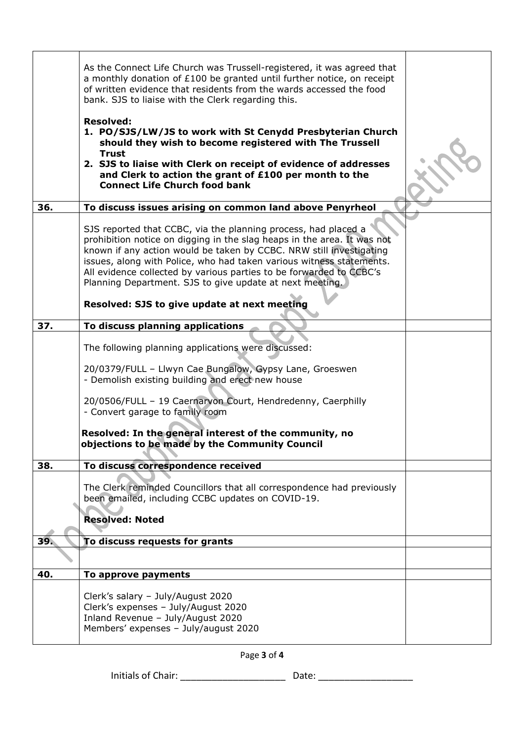| | | |
|---|---|---|
| | As the Connect Life Church was Trussell-registered, it was agreed that a monthly donation of £100 be granted until further notice, on receipt of written evidence that residents from the wards accessed the food bank. SJS to liaise with the Clerk regarding this.<br><br>**Resolved:**<br>**1. PO/SJS/LW/JS to work with St Cenydd Presbyterian Church should they wish to become registered with The Trussell Trust**<br>**2. SJS to liaise with Clerk on receipt of evidence of addresses and Clerk to action the grant of £100 per month to the Connect Life Church food bank** | |
| **36.** | **To discuss issues arising on common land above Penyrheol** | |
| | SJS reported that CCBC, via the planning process, had placed a prohibition notice on digging in the slag heaps in the area. It was not known if any action would be taken by CCBC. NRW still investigating issues, along with Police, who had taken various witness statements. All evidence collected by various parties to be forwarded to CCBC's Planning Department. SJS to give update at next meeting.<br><br>**Resolved: SJS to give update at next meeting** | |
| **37.** | **To discuss planning applications** | |
| | The following planning applications were discussed:<br><br>20/0379/FULL – Llwyn Cae Bungalow, Gypsy Lane, Groeswen<br>- Demolish existing building and erect new house<br><br>20/0506/FULL – 19 Caernarvon Court, Hendredenny, Caerphilly<br>- Convert garage to family room<br><br>**Resolved: In the general interest of the community, no objections to be made by the Community Council** | |
| **38.** | **To discuss correspondence received** | |
| | The Clerk reminded Councillors that all correspondence had previously been emailed, including CCBC updates on COVID-19.<br><br>**Resolved: Noted** | |
| **39.** | **To discuss requests for grants** | |
| | | |
| **40.** | **To approve payments** | |
| | Clerk's salary – July/August 2020<br>Clerk's expenses – July/August 2020<br>Inland Revenue – July/August 2020<br>Members' expenses – July/august 2020 | |

Initials of Chair: ____________________ Date: __________________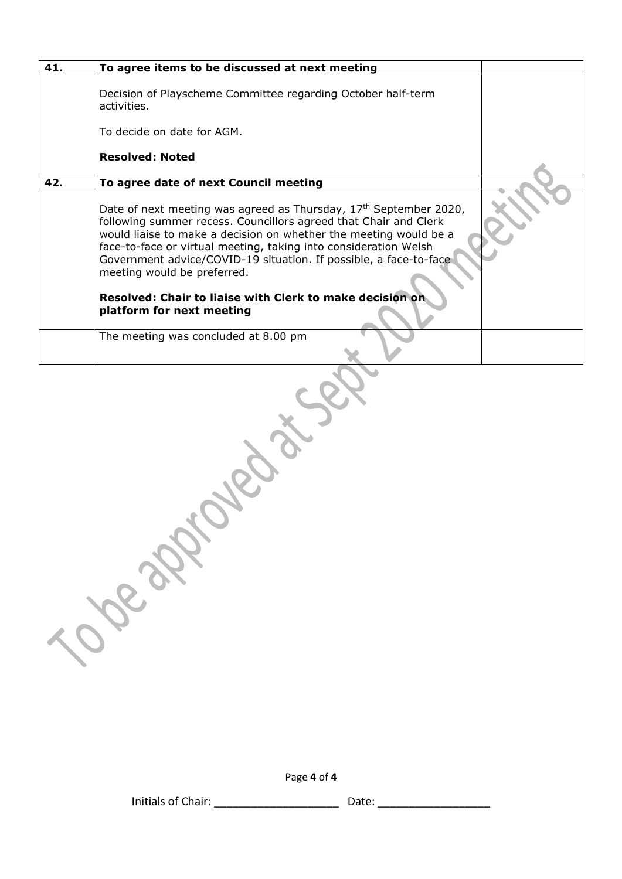| | | |
|---|---|---|
| **41.** | **To agree items to be discussed at next meeting** | |
| | Decision of Playscheme Committee regarding October half-term activities.<br><br>To decide on date for AGM.<br><br>**Resolved: Noted** | |
| **42.** | **To agree date of next Council meeting** | |
| | Date of next meeting was agreed as Thursday, 17th September 2020, following summer recess. Councillors agreed that Chair and Clerk would liaise to make a decision on whether the meeting would be a face-to-face or virtual meeting, taking into consideration Welsh Government advice/COVID-19 situation. If possible, a face-to-face meeting would be preferred.<br><br>**Resolved: Chair to liaise with Clerk to make decision on platform for next meeting** | |
| | The meeting was concluded at 8.00 pm | |

To be approved at Sept 2020 meeting

Initials of Chair: ____________________ Date: __________________